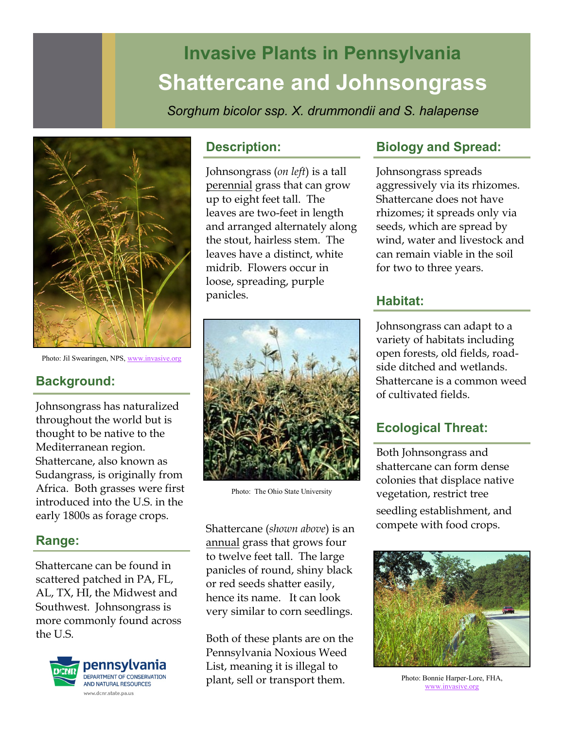# Invasive Plants in Pennsylvania

# Shattercane and Johnsongrass

*Sorghum bicolor ssp. X. drummondii and S. halapense*

Photo: Jil Swearingen, NPS, www.invasive.org

## Background:

Johnsongrass has naturalized throughout the world but is thought to be native to the Mediterranean region. Shattercane, also known as Sudangrass, is originally from Africa. Both grasses were first introduced into the U.S. in the early 1800s as forage crops.

## Range:

Shattercane can be found in scattered patched in PA, FL, AL, TX, HI, the Midwest and Southwest. Johnsongrass is more commonly found across the U.S.

## Description:

Johnsongrass (*on left*) is a tall perennial grass that can grow up to eight feet tall. The leaves are two-feet in length and arranged alternately along the stout, hairless stem. The leaves have a distinct, white midrib. Flowers occur in loose, spreading, purple panicles.

Photo: The Ohio State University

Shattercane (*shown above*) is an annual grass that grows four to twelve feet tall. The large panicles of round, shiny black or red seeds shatter easily, hence its name. It can look very similar to corn seedlings.

Both of these plants are on the Pennsylvania Noxious Weed List, meaning it is illegal to plant, sell or transport them.

## Biology and Spread:

Johnsongrass spreads aggressively via its rhizomes. Shattercane does not have rhizomes; it spreads only via seeds, which are spread by wind, water and livestock and can remain viable in the soil for two to three years.

## Habitat:

Johnsongrass can adapt to a variety of habitats including open forests, old fields, road-side ditched and wetlands. Shattercane is a common weed of cultivated fields.

## Ecological Threat:

Both Johnsongrass and shattercane can form dense colonies that displace native vegetation, restrict tree seedling establishment, and compete with food crops.

Photo: Bonnie Harper-Lore, FHA, www.invasive.org

pennsylvania DEPARTMENT OF CONSERVATION AND NATURAL RESOURCES www.dcnr.state.pa.us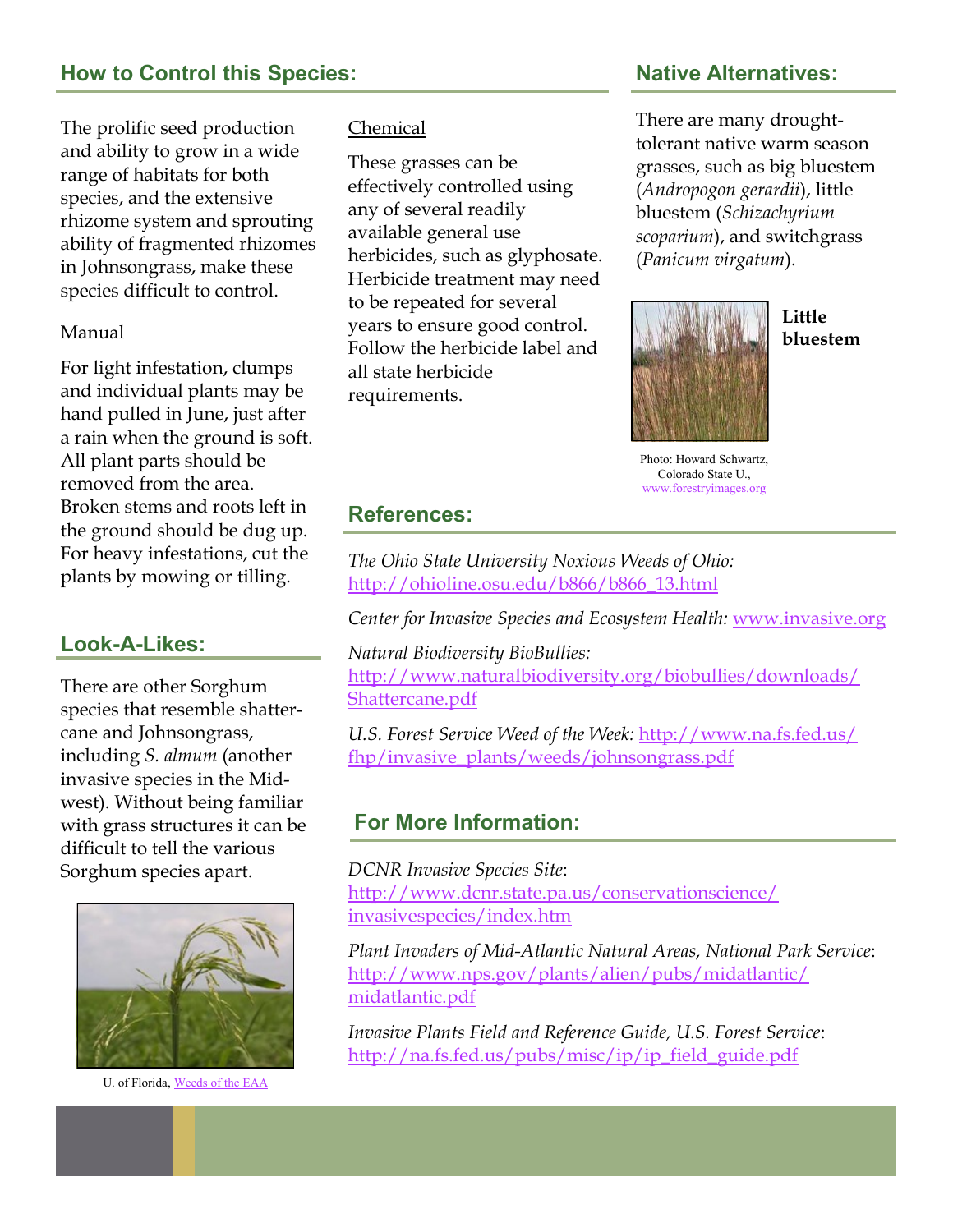## How to Control this Species:

The prolific seed production and ability to grow in a wide range of habitats for both species, and the extensive rhizome system and sprouting ability of fragmented rhizomes in Johnsongrass, make these species difficult to control.

Manual

For light infestation, clumps and individual plants may be hand pulled in June, just after a rain when the ground is soft. All plant parts should be removed from the area. Broken stems and roots left in the ground should be dug up. For heavy infestations, cut the plants by mowing or tilling.

Chemical

These grasses can be effectively controlled using any of several readily available general use herbicides, such as glyphosate. Herbicide treatment may need to be repeated for several years to ensure good control. Follow the herbicide label and all state herbicide requirements.

## Look-A-Likes:

There are other Sorghum species that resemble shatter-cane and Johnsongrass, including *S. almum* (another invasive species in the Mid-west). Without being familiar with grass structures it can be difficult to tell the various Sorghum species apart.

U. of Florida, Weeds of the EAA

## Native Alternatives:

There are many drought-tolerant native warm season grasses, such as big bluestem (*Andropogon gerardii*), little bluestem (*Schizachyrium scoparium*), and switchgrass (*Panicum virgatum*).

**Little bluestem**

Photo: Howard Schwartz, Colorado State U., www.forestryimages.org

## References:

*The Ohio State University Noxious Weeds of Ohio:* http://ohioline.osu.edu/b866/b866_13.html

*Center for Invasive Species and Ecosystem Health:* www.invasive.org

*Natural Biodiversity BioBullies:* http://www.naturalbiodiversity.org/biobullies/downloads/Shattercane.pdf

*U.S. Forest Service Weed of the Week:* http://www.na.fs.fed.us/fhp/invasive_plants/weeds/johnsongrass.pdf

## For More Information:

*DCNR Invasive Species Site*: http://www.dcnr.state.pa.us/conservationscience/invasivespecies/index.htm

*Plant Invaders of Mid-Atlantic Natural Areas, National Park Service*: http://www.nps.gov/plants/alien/pubs/midatlantic/midatlantic.pdf

*Invasive Plants Field and Reference Guide, U.S. Forest Service*: http://na.fs.fed.us/pubs/misc/ip/ip_field_guide.pdf